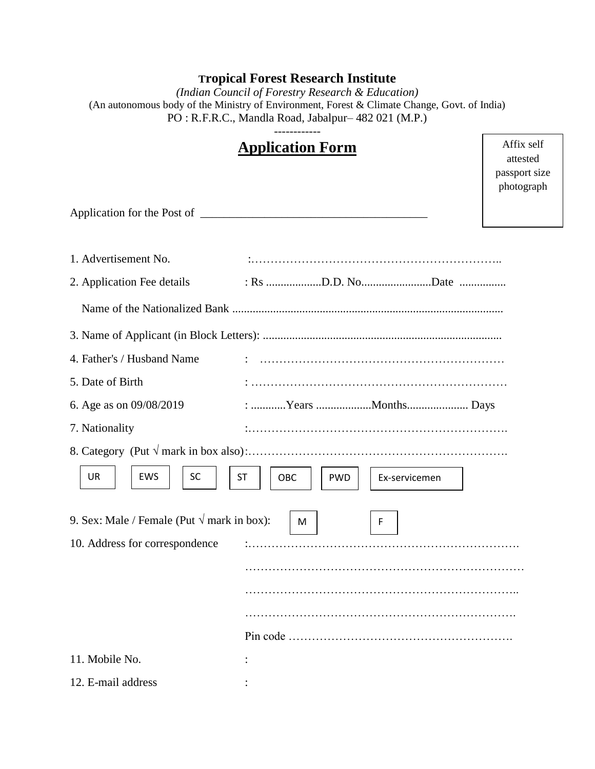**Tropical Forest Research Institute**

*(Indian Council of Forestry Research & Education)*

(An autonomous body of the Ministry of Environment, Forest & Climate Change, Govt. of India)

PO : R.F.R.C., Mandla Road, Jabalpur– 482 021 (M.P.)

------------

# Application Form

Affix self attested passport size photograph

Application for the Post of ______________________________________

1. Advertisement No. :……………………………………………………..
2. Application Fee details : Rs ...................D.D. No........................Date ................

   Name of the Nationalized Bank ............................................................................................
3. Name of Applicant (in Block Letters): .................................................................................
4. Father's / Husband Name : ……………………………………………………
5. Date of Birth : …………………………………………………………
6. Age as on 09/08/2019 : ............Years ...................Months..................... Days
7. Nationality :………………………………………………………….
8. Category (Put √ mark in box also):………………………………………………………….

   UR | EWS | SC | ST | OBC | PWD | Ex-servicemen
9. Sex: Male / Female (Put √ mark in box): M | F
10. Address for correspondence :…………………………………………………………….

    ………………………………………………………………

    ……………………………………………………………..

    …………………………………………………………….

    Pin code ………………………………………………….
11. Mobile No. :
12. E-mail address :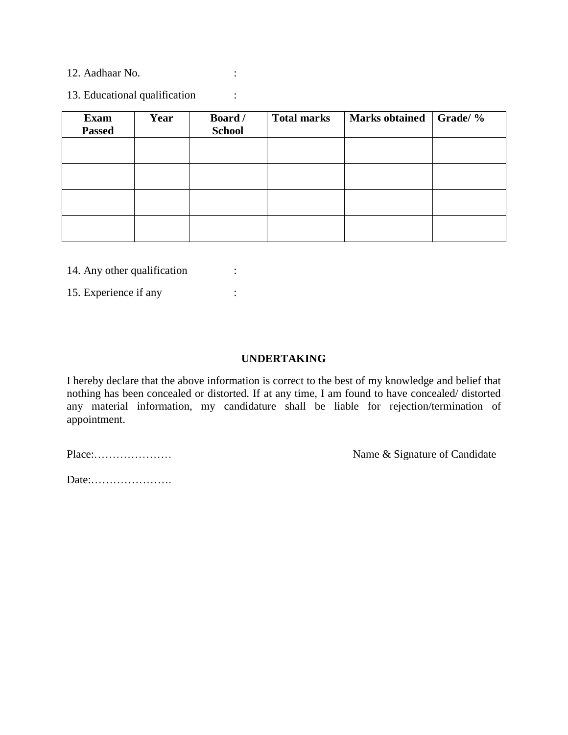12. Aadhaar No. :

13. Educational qualification :

| Exam Passed | Year | Board / School | Total marks | Marks obtained | Grade/ % |
|---|---|---|---|---|---|
| | | | | | |
| | | | | | |
| | | | | | |
| | | | | | |

14. Any other qualification :

15. Experience if any :

**UNDERTAKING**

I hereby declare that the above information is correct to the best of my knowledge and belief that nothing has been concealed or distorted. If at any time, I am found to have concealed/ distorted any material information, my candidature shall be liable for rejection/termination of appointment.

Place:………………… Name & Signature of Candidate

Date:………………….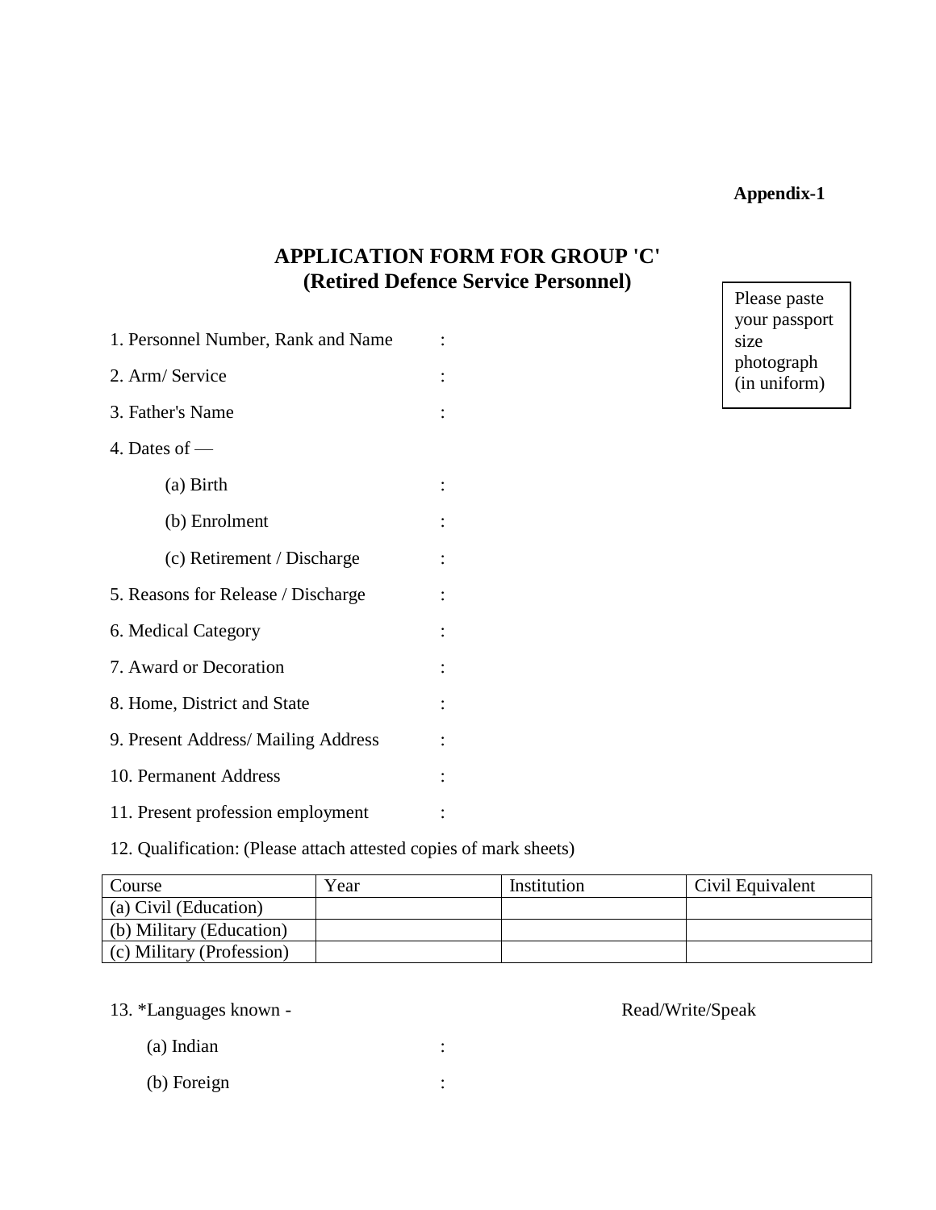**Appendix-1**

## APPLICATION FORM FOR GROUP 'C'
## (Retired Defence Service Personnel)

Please paste your passport size photograph (in uniform)

1. Personnel Number, Rank and Name :
2. Arm/ Service :
3. Father's Name :
4. Dates of —
   (a) Birth :
   (b) Enrolment :
   (c) Retirement / Discharge :
5. Reasons for Release / Discharge :
6. Medical Category :
7. Award or Decoration :
8. Home, District and State :
9. Present Address/ Mailing Address :
10. Permanent Address :
11. Present profession employment :
12. Qualification: (Please attach attested copies of mark sheets)

| Course | Year | Institution | Civil Equivalent |
|---|---|---|---|
| (a) Civil (Education) | | | |
| (b) Military (Education) | | | |
| (c) Military (Profession) | | | |

13. *Languages known - Read/Write/Speak
    (a) Indian :
    (b) Foreign :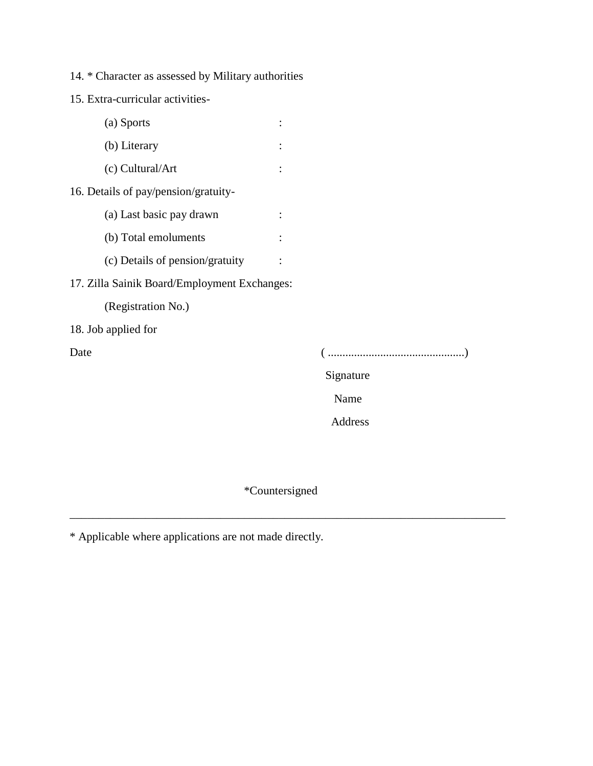14. * Character as assessed by Military authorities

15. Extra-curricular activities-

    (a) Sports :

    (b) Literary :

    (c) Cultural/Art :

16. Details of pay/pension/gratuity-

    (a) Last basic pay drawn :

    (b) Total emoluments :

    (c) Details of pension/gratuity :

17. Zilla Sainik Board/Employment Exchanges:

    (Registration No.)

18. Job applied for

Date ( ..............................................)

Signature

Name

Address

*Countersigned

---

* Applicable where applications are not made directly.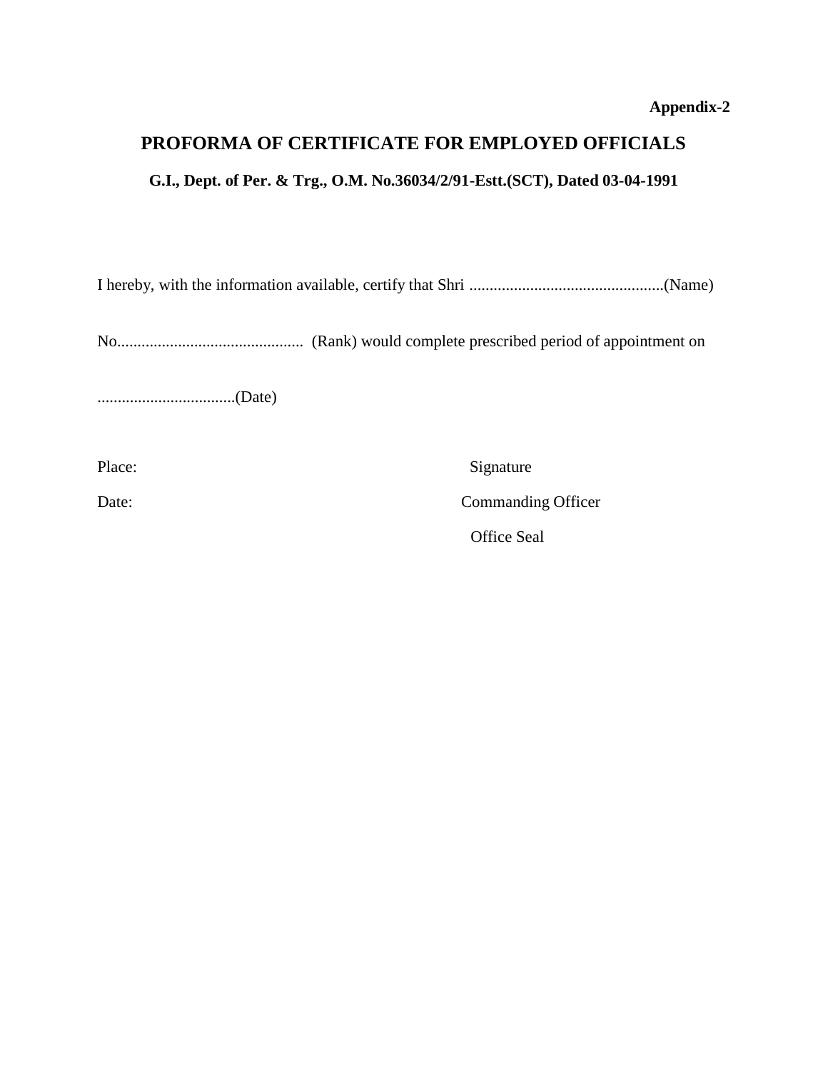**Appendix-2**

## PROFORMA OF CERTIFICATE FOR EMPLOYED OFFICIALS

**G.I., Dept. of Per. & Trg., O.M. No.36034/2/91-Estt.(SCT), Dated 03-04-1991**

I hereby, with the information available, certify that Shri ................................................(Name)

No.............................................. (Rank) would complete prescribed period of appointment on

..................................(Date)

Place: Signature

Date: Commanding Officer

Office Seal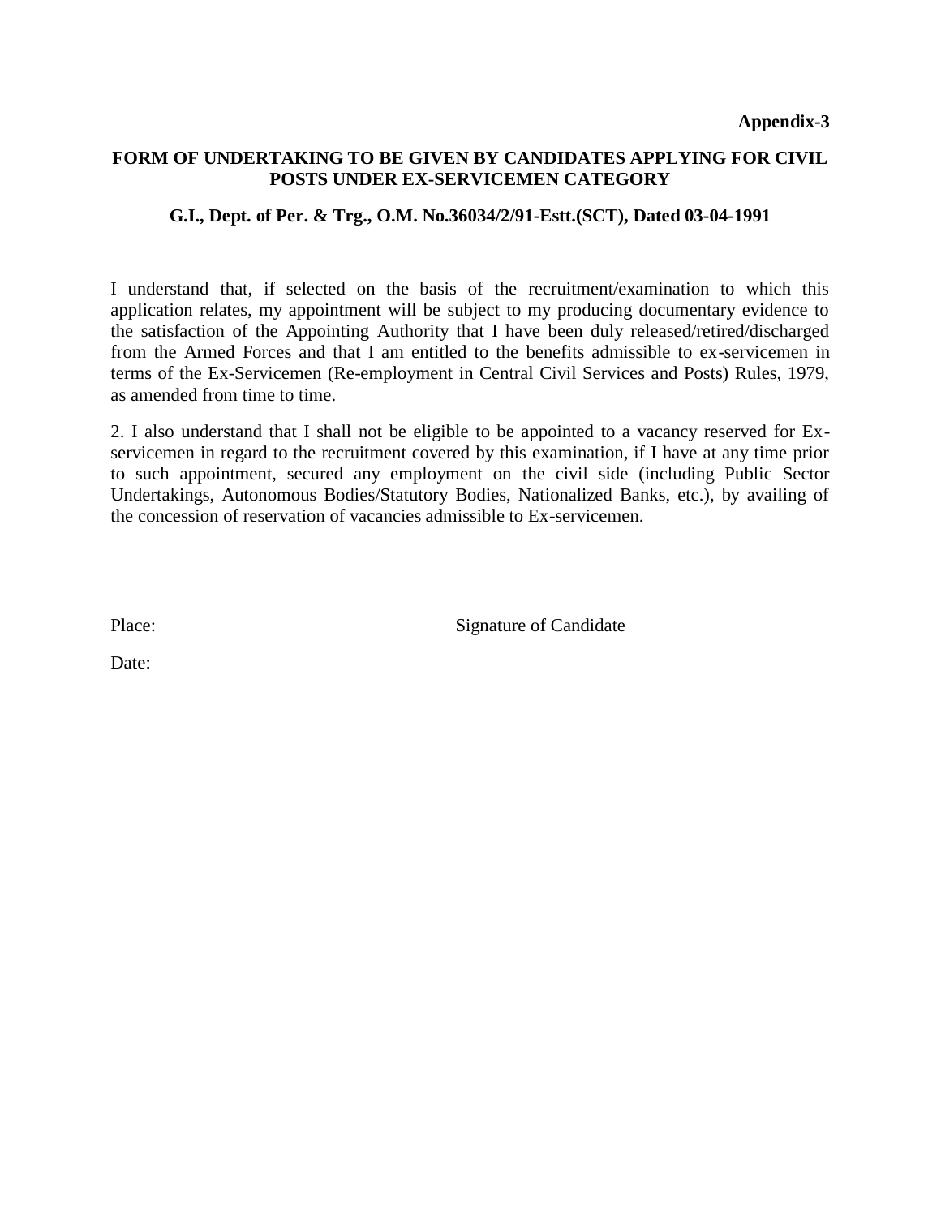**Appendix-3**

## FORM OF UNDERTAKING TO BE GIVEN BY CANDIDATES APPLYING FOR CIVIL POSTS UNDER EX-SERVICEMEN CATEGORY

### G.I., Dept. of Per. & Trg., O.M. No.36034/2/91-Estt.(SCT), Dated 03-04-1991

I understand that, if selected on the basis of the recruitment/examination to which this application relates, my appointment will be subject to my producing documentary evidence to the satisfaction of the Appointing Authority that I have been duly released/retired/discharged from the Armed Forces and that I am entitled to the benefits admissible to ex-servicemen in terms of the Ex-Servicemen (Re-employment in Central Civil Services and Posts) Rules, 1979, as amended from time to time.

2. I also understand that I shall not be eligible to be appointed to a vacancy reserved for Ex-servicemen in regard to the recruitment covered by this examination, if I have at any time prior to such appointment, secured any employment on the civil side (including Public Sector Undertakings, Autonomous Bodies/Statutory Bodies, Nationalized Banks, etc.), by availing of the concession of reservation of vacancies admissible to Ex-servicemen.

Place: Signature of Candidate

Date: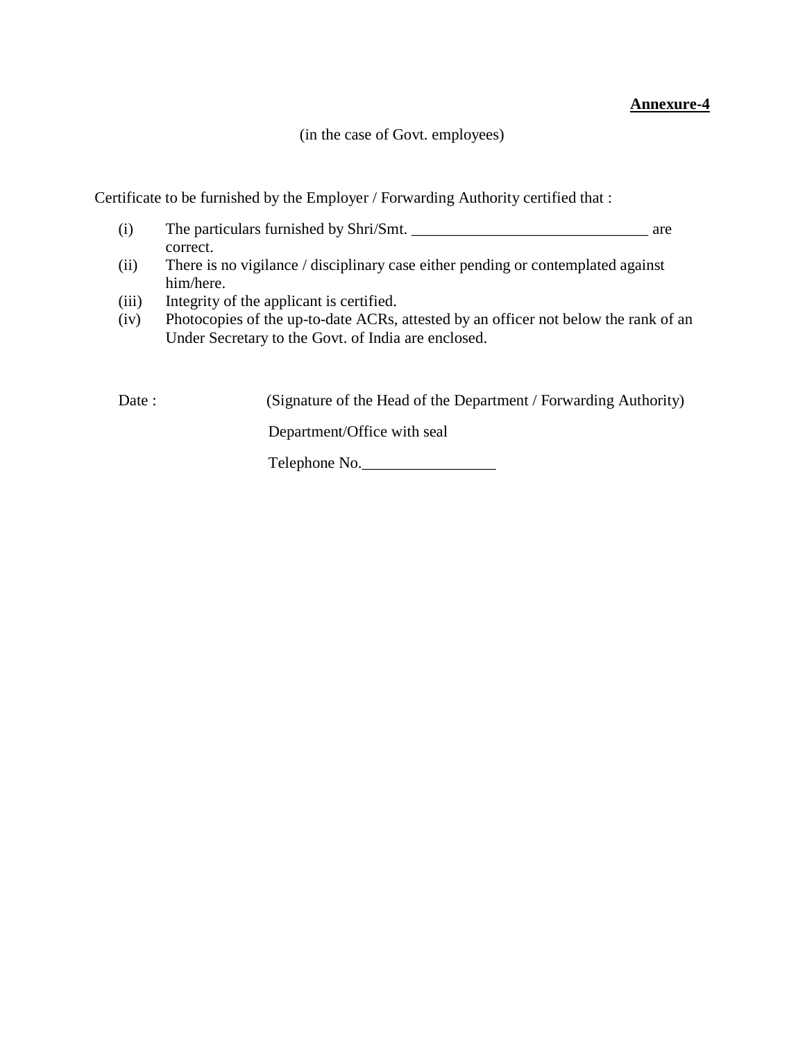**Annexure-4**

(in the case of Govt. employees)

Certificate to be furnished by the Employer / Forwarding Authority certified that :

(i) The particulars furnished by Shri/Smt. ______________________________ are correct.

(ii) There is no vigilance / disciplinary case either pending or contemplated against him/here.

(iii) Integrity of the applicant is certified.

(iv) Photocopies of the up-to-date ACRs, attested by an officer not below the rank of an Under Secretary to the Govt. of India are enclosed.

Date : (Signature of the Head of the Department / Forwarding Authority)

Department/Office with seal

Telephone No._________________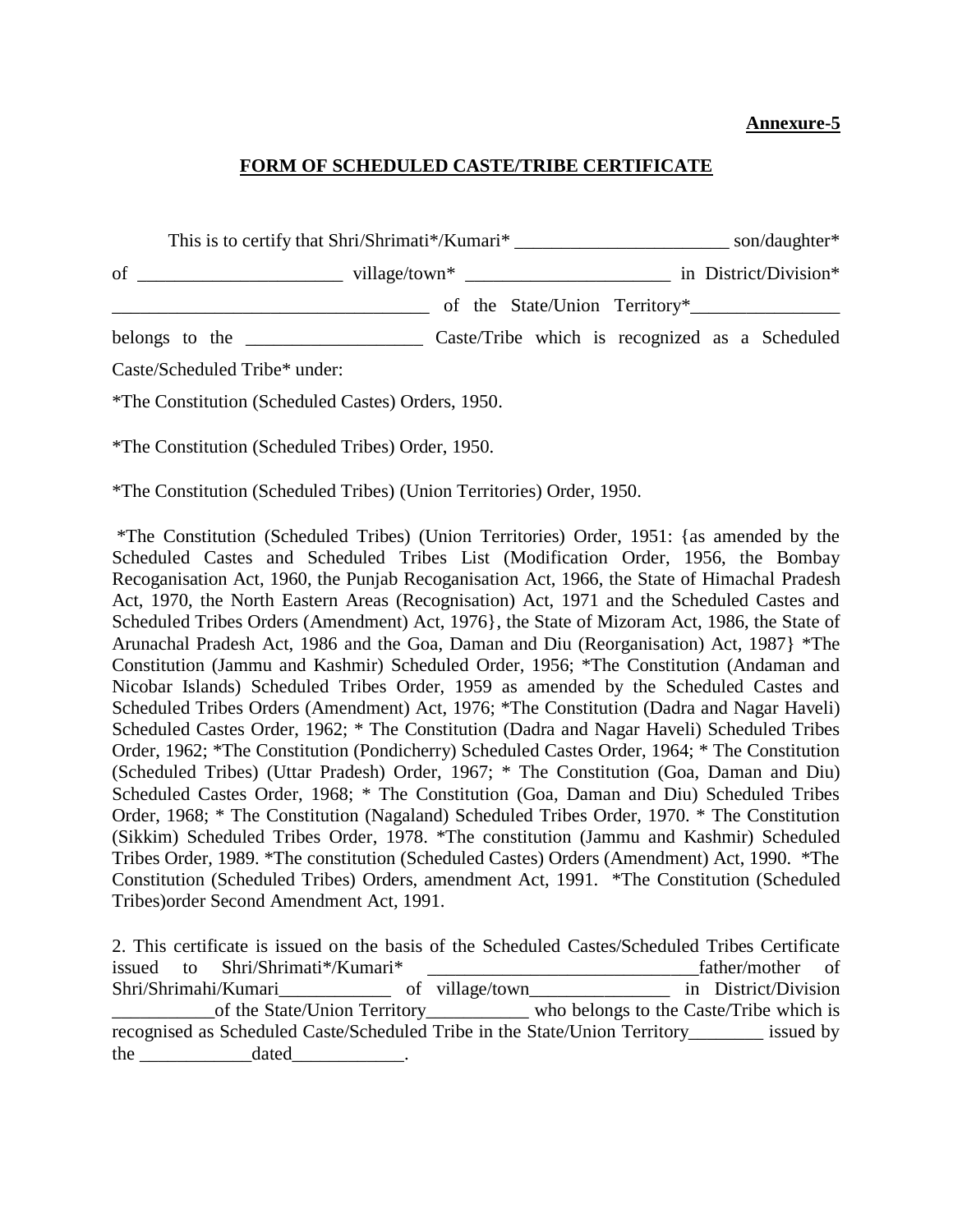**Annexure-5**

**FORM OF SCHEDULED CASTE/TRIBE CERTIFICATE**

This is to certify that Shri/Shrimati*/Kumari* _______________________ son/daughter* of _____________________ village/town* _____________________ in District/Division* _________________________________ of the State/Union Territory*_______________ belongs to the __________________ Caste/Tribe which is recognized as a Scheduled Caste/Scheduled Tribe* under:

*The Constitution (Scheduled Castes) Orders, 1950.

*The Constitution (Scheduled Tribes) Order, 1950.

*The Constitution (Scheduled Tribes) (Union Territories) Order, 1950.

*The Constitution (Scheduled Tribes) (Union Territories) Order, 1951: {as amended by the Scheduled Castes and Scheduled Tribes List (Modification Order, 1956, the Bombay Recoganisation Act, 1960, the Punjab Recoganisation Act, 1966, the State of Himachal Pradesh Act, 1970, the North Eastern Areas (Recognisation) Act, 1971 and the Scheduled Castes and Scheduled Tribes Orders (Amendment) Act, 1976}, the State of Mizoram Act, 1986, the State of Arunachal Pradesh Act, 1986 and the Goa, Daman and Diu (Reorganisation) Act, 1987} *The Constitution (Jammu and Kashmir) Scheduled Order, 1956; *The Constitution (Andaman and Nicobar Islands) Scheduled Tribes Order, 1959 as amended by the Scheduled Castes and Scheduled Tribes Orders (Amendment) Act, 1976; *The Constitution (Dadra and Nagar Haveli) Scheduled Castes Order, 1962; * The Constitution (Dadra and Nagar Haveli) Scheduled Tribes Order, 1962; *The Constitution (Pondicherry) Scheduled Castes Order, 1964; * The Constitution (Scheduled Tribes) (Uttar Pradesh) Order, 1967; * The Constitution (Goa, Daman and Diu) Scheduled Castes Order, 1968; * The Constitution (Goa, Daman and Diu) Scheduled Tribes Order, 1968; * The Constitution (Nagaland) Scheduled Tribes Order, 1970. * The Constitution (Sikkim) Scheduled Tribes Order, 1978. *The constitution (Jammu and Kashmir) Scheduled Tribes Order, 1989. *The constitution (Scheduled Castes) Orders (Amendment) Act, 1990. *The Constitution (Scheduled Tribes) Orders, amendment Act, 1991. *The Constitution (Scheduled Tribes)order Second Amendment Act, 1991.

2. This certificate is issued on the basis of the Scheduled Castes/Scheduled Tribes Certificate issued to Shri/Shrimati*/Kumari* ____________________________father/mother of Shri/Shrimahi/Kumari____________ of village/town_______________ in District/Division ___________of the State/Union Territory___________ who belongs to the Caste/Tribe which is recognised as Scheduled Caste/Scheduled Tribe in the State/Union Territory________ issued by the ____________dated____________.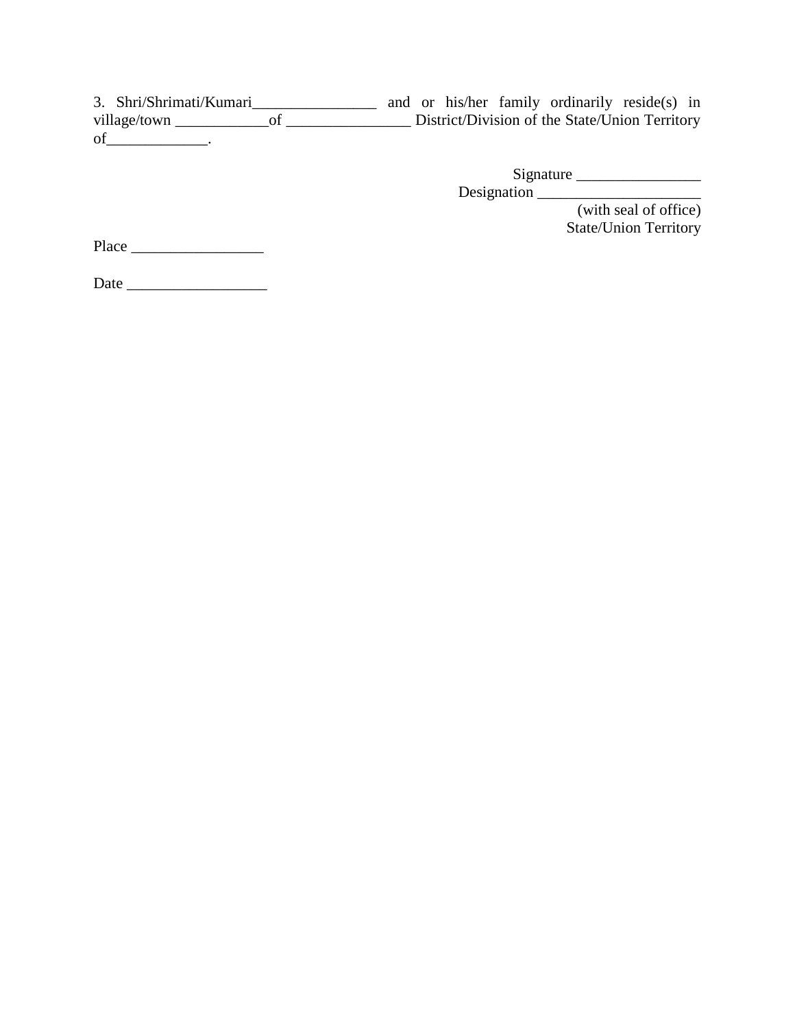3. Shri/Shrimati/Kumari________________ and or his/her family ordinarily reside(s) in village/town ____________of ________________ District/Division of the State/Union Territory of_____________.

Signature ________________
Designation _____________________
(with seal of office)
State/Union Territory

Place _________________

Date __________________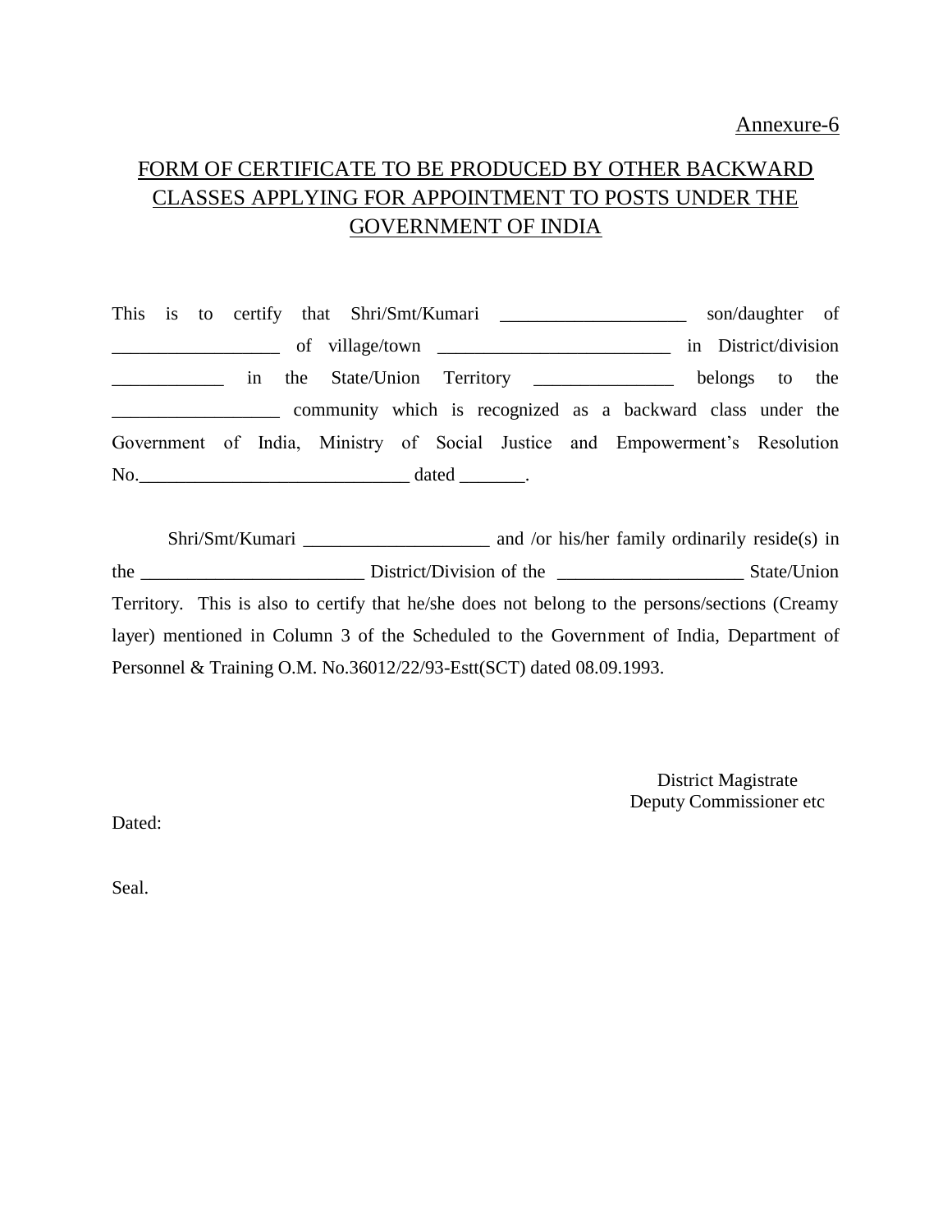Annexure-6

# FORM OF CERTIFICATE TO BE PRODUCED BY OTHER BACKWARD CLASSES APPLYING FOR APPOINTMENT TO POSTS UNDER THE GOVERNMENT OF INDIA

This is to certify that Shri/Smt/Kumari ___________________ son/daughter of _________________ of village/town ________________________ in District/division ___________ in the State/Union Territory ______________ belongs to the _________________ community which is recognized as a backward class under the Government of India, Ministry of Social Justice and Empowerment's Resolution No.____________________________ dated _______.

Shri/Smt/Kumari ___________________ and /or his/her family ordinarily reside(s) in the _______________________ District/Division of the ___________________ State/Union Territory. This is also to certify that he/she does not belong to the persons/sections (Creamy layer) mentioned in Column 3 of the Scheduled to the Government of India, Department of Personnel & Training O.M. No.36012/22/93-Estt(SCT) dated 08.09.1993.

District Magistrate
Deputy Commissioner etc

Dated:

Seal.